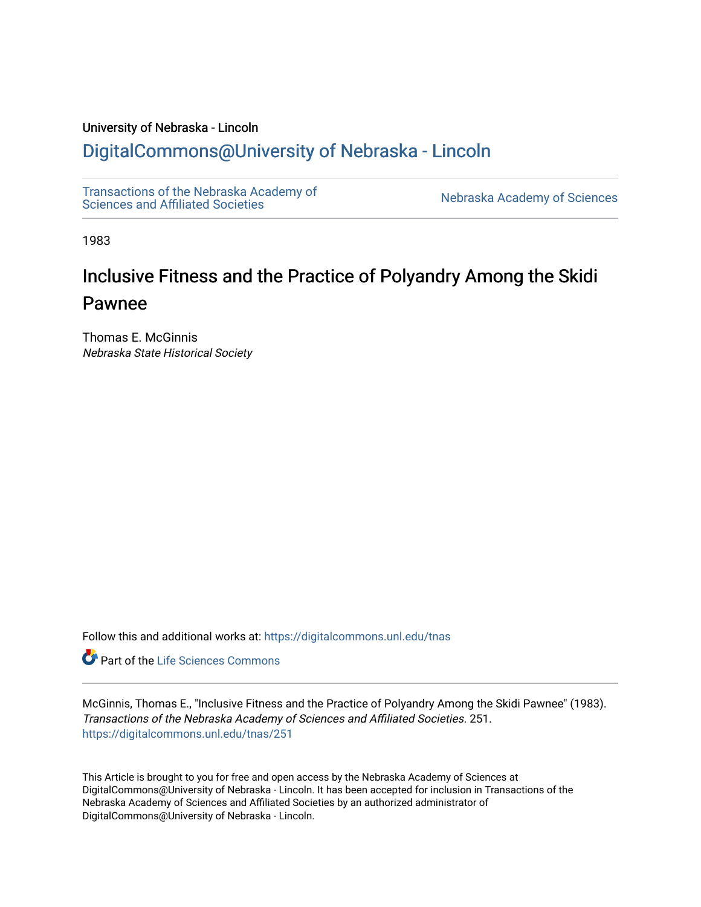University of Nebraska - Lincoln

## DigitalCommons@University of Nebraska - Lincoln

Transactions of the Nebraska Academy of Sciences and Affiliated Societies

Nebraska Academy of Sciences

1983

# Inclusive Fitness and the Practice of Polyandry Among the Skidi Pawnee

Thomas E. McGinnis
*Nebraska State Historical Society*

Follow this and additional works at: https://digitalcommons.unl.edu/tnas

Part of the Life Sciences Commons

McGinnis, Thomas E., "Inclusive Fitness and the Practice of Polyandry Among the Skidi Pawnee" (1983). *Transactions of the Nebraska Academy of Sciences and Affiliated Societies*. 251.
https://digitalcommons.unl.edu/tnas/251

This Article is brought to you for free and open access by the Nebraska Academy of Sciences at DigitalCommons@University of Nebraska - Lincoln. It has been accepted for inclusion in Transactions of the Nebraska Academy of Sciences and Affiliated Societies by an authorized administrator of DigitalCommons@University of Nebraska - Lincoln.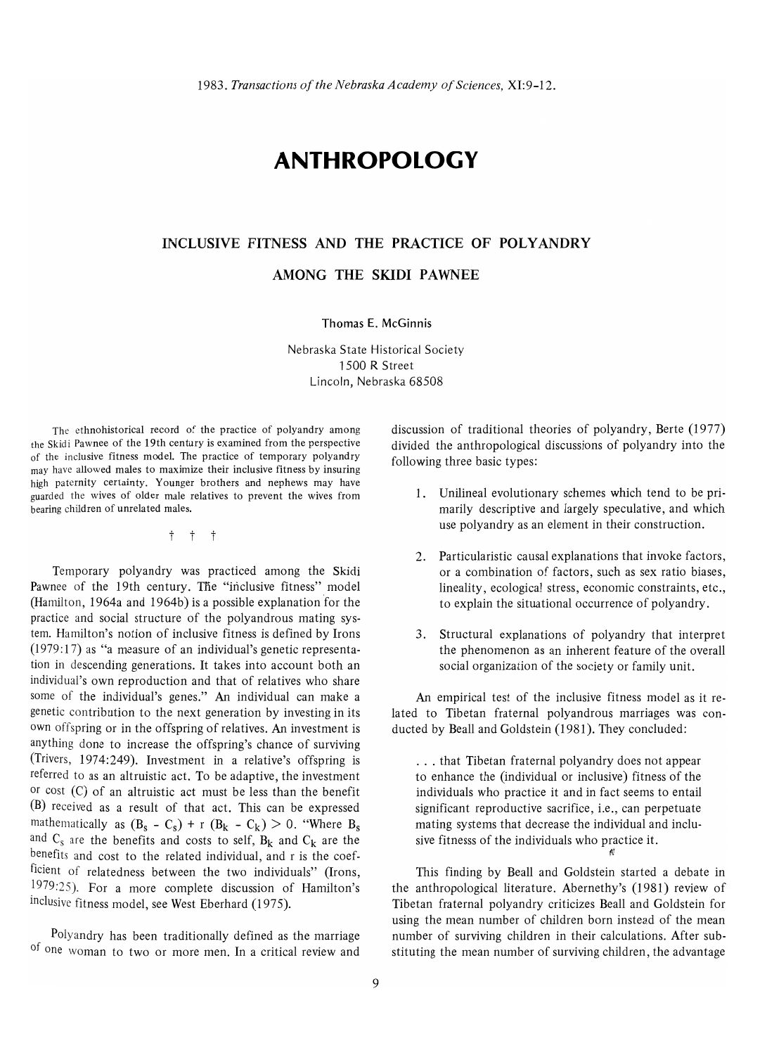# ANTHROPOLOGY

## INCLUSIVE FITNESS AND THE PRACTICE OF POLYANDRY AMONG THE SKIDI PAWNEE

Thomas E. McGinnis

Nebraska State Historical Society
1500 R Street
Lincoln, Nebraska 68508

The ethnohistorical record of the practice of polyandry among the Skidi Pawnee of the 19th century is examined from the perspective of the inclusive fitness model. The practice of temporary polyandry may have allowed males to maximize their inclusive fitness by insuring high paternity certainty. Younger brothers and nephews may have guarded the wives of older male relatives to prevent the wives from bearing children of unrelated males.

† † †

Temporary polyandry was practiced among the Skidi Pawnee of the 19th century. The "inclusive fitness" model (Hamilton, 1964a and 1964b) is a possible explanation for the practice and social structure of the polyandrous mating system. Hamilton's notion of inclusive fitness is defined by Irons (1979:17) as "a measure of an individual's genetic representation in descending generations. It takes into account both an individual's own reproduction and that of relatives who share some of the individual's genes." An individual can make a genetic contribution to the next generation by investing in its own offspring or in the offspring of relatives. An investment is anything done to increase the offspring's chance of surviving (Trivers, 1974:249). Investment in a relative's offspring is referred to as an altruistic act. To be adaptive, the investment or cost (C) of an altruistic act must be less than the benefit (B) received as a result of that act. This can be expressed mathematically as $(B_s - C_s) + r\ (B_k - C_k) > 0$. "Where $B_s$ and $C_s$ are the benefits and costs to self, $B_k$ and $C_k$ are the benefits and cost to the related individual, and r is the coefficient of relatedness between the two individuals" (Irons, 1979:25). For a more complete discussion of Hamilton's inclusive fitness model, see West Eberhard (1975).

Polyandry has been traditionally defined as the marriage of one woman to two or more men. In a critical review and discussion of traditional theories of polyandry, Berte (1977) divided the anthropological discussions of polyandry into the following three basic types:

1. Unilineal evolutionary schemes which tend to be primarily descriptive and largely speculative, and which use polyandry as an element in their construction.

2. Particularistic causal explanations that invoke factors, or a combination of factors, such as sex ratio biases, lineality, ecological stress, economic constraints, etc., to explain the situational occurrence of polyandry.

3. Structural explanations of polyandry that interpret the phenomenon as an inherent feature of the overall social organization of the society or family unit.

An empirical test of the inclusive fitness model as it related to Tibetan fraternal polyandrous marriages was conducted by Beall and Goldstein (1981). They concluded:

> . . . that Tibetan fraternal polyandry does not appear to enhance the (individual or inclusive) fitness of the individuals who practice it and in fact seems to entail significant reproductive sacrifice, i.e., can perpetuate mating systems that decrease the individual and inclusive fitnesss of the individuals who practice it.

This finding by Beall and Goldstein started a debate in the anthropological literature. Abernethy's (1981) review of Tibetan fraternal polyandry criticizes Beall and Goldstein for using the mean number of children born instead of the mean number of surviving children in their calculations. After substituting the mean number of surviving children, the advantage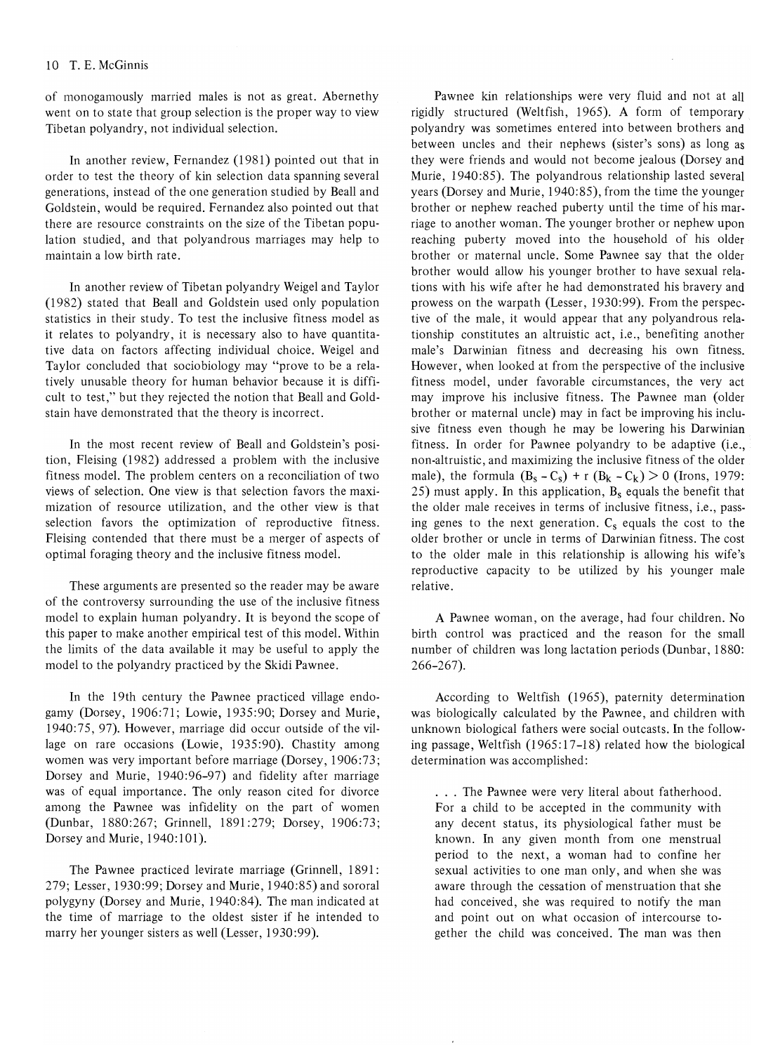of monogamously married males is not as great. Abernethy went on to state that group selection is the proper way to view Tibetan polyandry, not individual selection.

In another review, Fernandez (1981) pointed out that in order to test the theory of kin selection data spanning several generations, instead of the one generation studied by Beall and Goldstein, would be required. Fernandez also pointed out that there are resource constraints on the size of the Tibetan population studied, and that polyandrous marriages may help to maintain a low birth rate.

In another review of Tibetan polyandry Weigel and Taylor (1982) stated that Beall and Goldstein used only population statistics in their study. To test the inclusive fitness model as it relates to polyandry, it is necessary also to have quantitative data on factors affecting individual choice. Weigel and Taylor concluded that sociobiology may "prove to be a relatively unusable theory for human behavior because it is difficult to test," but they rejected the notion that Beall and Goldstain have demonstrated that the theory is incorrect.

In the most recent review of Beall and Goldstein's position, Fleising (1982) addressed a problem with the inclusive fitness model. The problem centers on a reconciliation of two views of selection. One view is that selection favors the maximization of resource utilization, and the other view is that selection favors the optimization of reproductive fitness. Fleising contended that there must be a merger of aspects of optimal foraging theory and the inclusive fitness model.

These arguments are presented so the reader may be aware of the controversy surrounding the use of the inclusive fitness model to explain human polyandry. It is beyond the scope of this paper to make another empirical test of this model. Within the limits of the data available it may be useful to apply the model to the polyandry practiced by the Skidi Pawnee.

In the 19th century the Pawnee practiced village endogamy (Dorsey, 1906:71; Lowie, 1935:90; Dorsey and Murie, 1940:75, 97). However, marriage did occur outside of the village on rare occasions (Lowie, 1935:90). Chastity among women was very important before marriage (Dorsey, 1906:73; Dorsey and Murie, 1940:96–97) and fidelity after marriage was of equal importance. The only reason cited for divorce among the Pawnee was infidelity on the part of women (Dunbar, 1880:267; Grinnell, 1891:279; Dorsey, 1906:73; Dorsey and Murie, 1940:101).

The Pawnee practiced levirate marriage (Grinnell, 1891:279; Lesser, 1930:99; Dorsey and Murie, 1940:85) and sororal polygyny (Dorsey and Murie, 1940:84). The man indicated at the time of marriage to the oldest sister if he intended to marry her younger sisters as well (Lesser, 1930:99).

Pawnee kin relationships were very fluid and not at all rigidly structured (Weltfish, 1965). A form of temporary polyandry was sometimes entered into between brothers and between uncles and their nephews (sister's sons) as long as they were friends and would not become jealous (Dorsey and Murie, 1940:85). The polyandrous relationship lasted several years (Dorsey and Murie, 1940:85), from the time the younger brother or nephew reached puberty until the time of his marriage to another woman. The younger brother or nephew upon reaching puberty moved into the household of his older brother or maternal uncle. Some Pawnee say that the older brother would allow his younger brother to have sexual relations with his wife after he had demonstrated his bravery and prowess on the warpath (Lesser, 1930:99). From the perspective of the male, it would appear that any polyandrous relationship constitutes an altruistic act, i.e., benefiting another male's Darwinian fitness and decreasing his own fitness. However, when looked at from the perspective of the inclusive fitness model, under favorable circumstances, the very act may improve his inclusive fitness. The Pawnee man (older brother or maternal uncle) may in fact be improving his inclusive fitness even though he may be lowering his Darwinian fitness. In order for Pawnee polyandry to be adaptive (i.e., non-altruistic, and maximizing the inclusive fitness of the older male), the formula $(B_s - C_s) + r\,(B_k - C_k) > 0$ (Irons, 1979: 25) must apply. In this application, $B_s$ equals the benefit that the older male receives in terms of inclusive fitness, i.e., passing genes to the next generation. $C_s$ equals the cost to the older brother or uncle in terms of Darwinian fitness. The cost to the older male in this relationship is allowing his wife's reproductive capacity to be utilized by his younger male relative.

A Pawnee woman, on the average, had four children. No birth control was practiced and the reason for the small number of children was long lactation periods (Dunbar, 1880: 266–267).

According to Weltfish (1965), paternity determination was biologically calculated by the Pawnee, and children with unknown biological fathers were social outcasts. In the following passage, Weltfish (1965:17–18) related how the biological determination was accomplished:

> . . . The Pawnee were very literal about fatherhood. For a child to be accepted in the community with any decent status, its physiological father must be known. In any given month from one menstrual period to the next, a woman had to confine her sexual activities to one man only, and when she was aware through the cessation of menstruation that she had conceived, she was required to notify the man and point out on what occasion of intercourse together the child was conceived. The man was then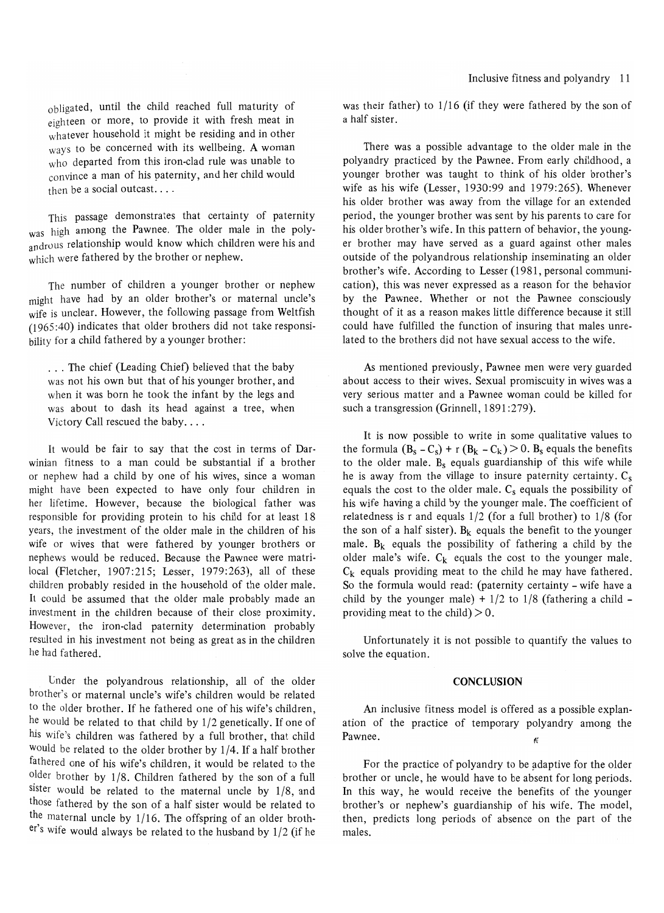obligated, until the child reached full maturity of eighteen or more, to provide it with fresh meat in whatever household it might be residing and in other ways to be concerned with its wellbeing. A woman who departed from this iron-clad rule was unable to convince a man of his paternity, and her child would then be a social outcast. . . .

This passage demonstrates that certainty of paternity was high among the Pawnee. The older male in the polyandrous relationship would know which children were his and which were fathered by the brother or nephew.

The number of children a younger brother or nephew might have had by an older brother's or maternal uncle's wife is unclear. However, the following passage from Weltfish (1965:40) indicates that older brothers did not take responsibility for a child fathered by a younger brother:

> . . . The chief (Leading Chief) believed that the baby was not his own but that of his younger brother, and when it was born he took the infant by the legs and was about to dash its head against a tree, when Victory Call rescued the baby. . . .

It would be fair to say that the cost in terms of Darwinian fitness to a man could be substantial if a brother or nephew had a child by one of his wives, since a woman might have been expected to have only four children in her lifetime. However, because the biological father was responsible for providing protein to his child for at least 18 years, the investment of the older male in the children of his wife or wives that were fathered by younger brothers or nephews would be reduced. Because the Pawnee were matrilocal (Fletcher, 1907:215; Lesser, 1979:263), all of these children probably resided in the household of the older male. It could be assumed that the older male probably made an investment in the children because of their close proximity. However, the iron-clad paternity determination probably resulted in his investment not being as great as in the children he had fathered.

Under the polyandrous relationship, all of the older brother's or maternal uncle's wife's children would be related to the older brother. If he fathered one of his wife's children, he would be related to that child by 1/2 genetically. If one of his wife's children was fathered by a full brother, that child would be related to the older brother by 1/4. If a half brother fathered one of his wife's children, it would be related to the older brother by 1/8. Children fathered by the son of a full sister would be related to the maternal uncle by 1/8, and those fathered by the son of a half sister would be related to the maternal uncle by 1/16. The offspring of an older brother's wife would always be related to the husband by 1/2 (if he was their father) to 1/16 (if they were fathered by the son of a half sister.

There was a possible advantage to the older male in the polyandry practiced by the Pawnee. From early childhood, a younger brother was taught to think of his older brother's wife as his wife (Lesser, 1930:99 and 1979:265). Whenever his older brother was away from the village for an extended period, the younger brother was sent by his parents to care for his older brother's wife. In this pattern of behavior, the younger brother may have served as a guard against other males outside of the polyandrous relationship inseminating an older brother's wife. According to Lesser (1981, personal communication), this was never expressed as a reason for the behavior by the Pawnee. Whether or not the Pawnee consciously thought of it as a reason makes little difference because it still could have fulfilled the function of insuring that males unrelated to the brothers did not have sexual access to the wife.

As mentioned previously, Pawnee men were very guarded about access to their wives. Sexual promiscuity in wives was a very serious matter and a Pawnee woman could be killed for such a transgression (Grinnell, 1891:279).

It is now possible to write in some qualitative values to the formula $(B_s - C_s) + r(B_k - C_k) > 0$. $B_s$ equals the benefits to the older male. $B_s$ equals guardianship of this wife while he is away from the village to insure paternity certainty. $C_s$ equals the cost to the older male. $C_s$ equals the possibility of his wife having a child by the younger male. The coefficient of relatedness is r and equals 1/2 (for a full brother) to 1/8 (for the son of a half sister). $B_k$ equals the benefit to the younger male. $B_k$ equals the possibility of fathering a child by the older male's wife. $C_k$ equals the cost to the younger male. $C_k$ equals providing meat to the child he may have fathered. So the formula would read: (paternity certainty – wife have a child by the younger male) + 1/2 to 1/8 (fathering a child – providing meat to the child) > 0.

Unfortunately it is not possible to quantify the values to solve the equation.

## CONCLUSION

An inclusive fitness model is offered as a possible explanation of the practice of temporary polyandry among the Pawnee.

For the practice of polyandry to be adaptive for the older brother or uncle, he would have to be absent for long periods. In this way, he would receive the benefits of the younger brother's or nephew's guardianship of his wife. The model, then, predicts long periods of absence on the part of the males.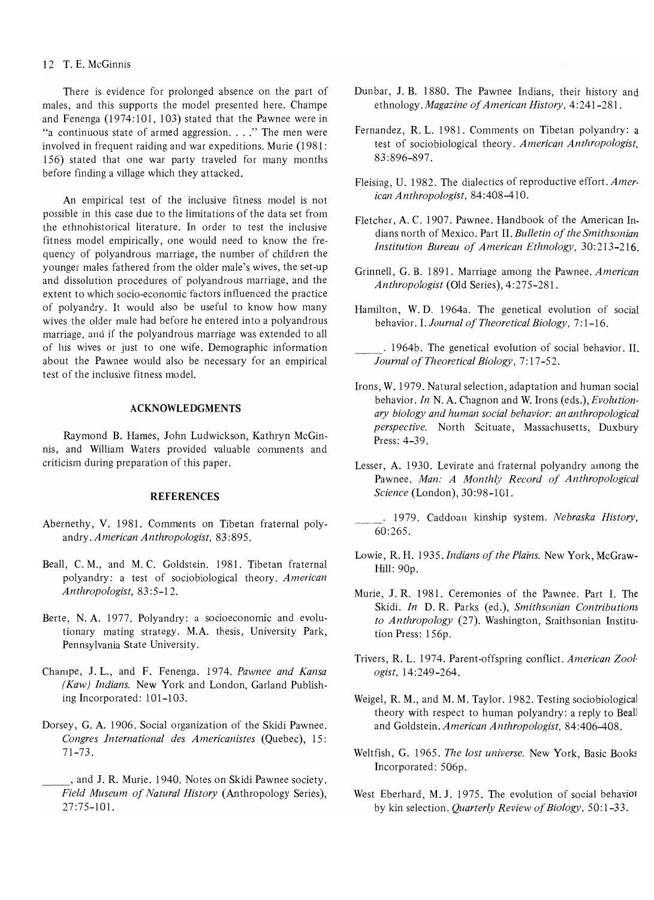There is evidence for prolonged absence on the part of males, and this supports the model presented here. Champe and Fenenga (1974:101, 103) stated that the Pawnee were in "a continuous state of armed aggression. . . ." The men were involved in frequent raiding and war expeditions. Murie (1981: 156) stated that one war party traveled for many months before finding a village which they attacked.

An empirical test of the inclusive fitness model is not possible in this case due to the limitations of the data set from the ethnohistorical literature. In order to test the inclusive fitness model empirically, one would need to know the frequency of polyandrous marriage, the number of children the younger males fathered from the older male's wives, the set-up and dissolution procedures of polyandrous marriage, and the extent to which socio-economic factors influenced the practice of polyandry. It would also be useful to know how many wives the older male had before he entered into a polyandrous marriage, and if the polyandrous marriage was extended to all of his wives or just to one wife. Demographic information about the Pawnee would also be necessary for an empirical test of the inclusive fitness model.

## ACKNOWLEDGMENTS

Raymond B. Hames, John Ludwickson, Kathryn McGinnis, and William Waters provided valuable comments and criticism during preparation of this paper.

## REFERENCES

Abernethy, V. 1981. Comments on Tibetan fraternal polyandry. *American Anthropologist,* 83:895.

Beall, C. M., and M. C. Goldstein. 1981. Tibetan fraternal polyandry: a test of sociobiological theory. *American Anthropologist,* 83:5-12.

Berte, N. A. 1977. Polyandry: a socioeconomic and evolutionary mating strategy. M.A. thesis, University Park, Pennsylvania State University.

Champe, J. L., and F. Fenenga. 1974. *Pawnee and Kansa (Kaw) Indians.* New York and London, Garland Publishing Incorporated: 101-103.

Dorsey, G. A. 1906. Social organization of the Skidi Pawnee. *Congres International des Americanistes* (Quebec), 15: 71-73.

\_\_\_\_\_, and J. R. Murie. 1940. Notes on Skidi Pawnee society. *Field Museum of Natural History* (Anthropology Series), 27:75-101.

Dunbar, J. B. 1880. The Pawnee Indians, their history and ethnology. *Magazine of American History,* 4:241-281.

Fernandez, R. L. 1981. Comments on Tibetan polyandry: a test of sociobiological theory. *American Anthropologist,* 83:896-897.

Fleising, U. 1982. The dialectics of reproductive effort. *American Anthropologist,* 84:408-410.

Fletcher, A. C. 1907. Pawnee. Handbook of the American Indians north of Mexico. Part II. *Bulletin of the Smithsonian Institution Bureau of American Ethnology,* 30:213-216.

Grinnell, G. B. 1891. Marriage among the Pawnee. *American Anthropologist* (Old Series), 4:275-281.

Hamilton, W. D. 1964a. The genetical evolution of social behavior. I. *Journal of Theoretical Biology,* 7:1-16.

\_\_\_\_\_. 1964b. The genetical evolution of social behavior. II. *Journal of Theoretical Biology,* 7:17-52.

Irons, W. 1979. Natural selection, adaptation and human social behavior. *In* N. A. Chagnon and W. Irons (eds.), *Evolutionary biology and human social behavior: an anthropological perspective.* North Scituate, Massachusetts, Duxbury Press: 4-39.

Lesser, A. 1930. Levirate and fraternal polyandry among the Pawnee. *Man: A Monthly Record of Anthropological Science* (London), 30:98-101.

\_\_\_\_\_. 1979. Caddoan kinship system. *Nebraska History,* 60:265.

Lowie, R. H. 1935. *Indians of the Plains.* New York, McGraw-Hill: 90p.

Murie, J. R. 1981. Ceremonies of the Pawnee. Part I. The Skidi. *In* D. R. Parks (ed.), *Smithsonian Contributions to Anthropology* (27). Washington, Smithsonian Institution Press: 156p.

Trivers, R. L. 1974. Parent-offspring conflict. *American Zoologist,* 14:249-264.

Weigel, R. M., and M. M. Taylor. 1982. Testing sociobiological theory with respect to human polyandry: a reply to Beall and Goldstein. *American Anthropologist,* 84:406-408.

Weltfish, G. 1965. *The lost universe.* New York, Basic Books Incorporated: 506p.

West Eberhard, M. J. 1975. The evolution of social behavior by kin selection. *Quarterly Review of Biology,* 50:1-33.